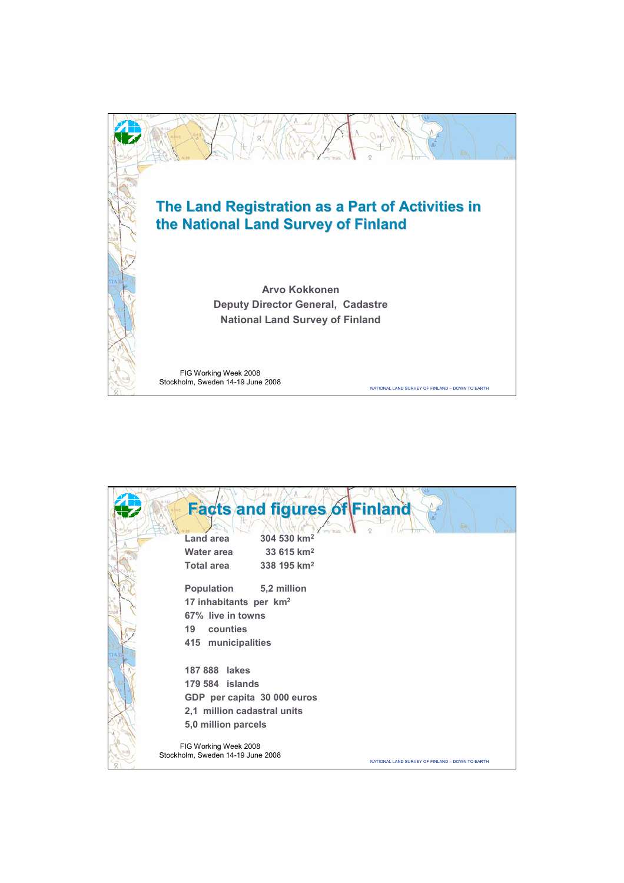# The Land Registration as a Part of Activities in the National Land Survey of Finland

**Arvo Kokkonen**
**Deputy Director General, Cadastre**
**National Land Survey of Finland**

FIG Working Week 2008
Stockholm, Sweden 14-19 June 2008

# Facts and figures of Finland

| | |
|---|---|
| Land area | 304 530 km$^2$ |
| Water area | 33 615 km$^2$ |
| Total area | 338 195 km$^2$ |

Population 5,2 million
17 inhabitants per km$^2$
67% live in towns
19 counties
415 municipalities

187 888 lakes
179 584 islands
GDP per capita 30 000 euros
2,1 million cadastral units
5,0 million parcels

FIG Working Week 2008
Stockholm, Sweden 14-19 June 2008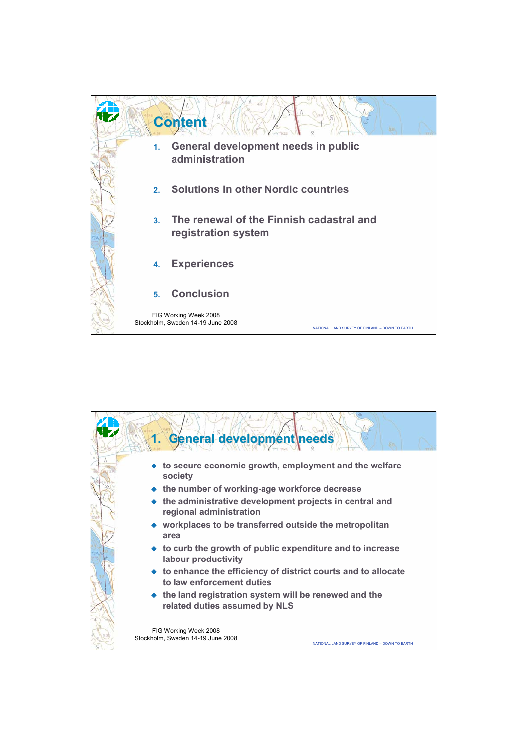# Content

1. General development needs in public administration
2. Solutions in other Nordic countries
3. The renewal of the Finnish cadastral and registration system
4. Experiences
5. Conclusion

FIG Working Week 2008
Stockholm, Sweden 14-19 June 2008

NATIONAL LAND SURVEY OF FINLAND – DOWN TO EARTH

# 1. General development needs

- to secure economic growth, employment and the welfare society
- the number of working-age workforce decrease
- the administrative development projects in central and regional administration
- workplaces to be transferred outside the metropolitan area
- to curb the growth of public expenditure and to increase labour productivity
- to enhance the efficiency of district courts and to allocate to law enforcement duties
- the land registration system will be renewed and the related duties assumed by NLS

FIG Working Week 2008
Stockholm, Sweden 14-19 June 2008

NATIONAL LAND SURVEY OF FINLAND – DOWN TO EARTH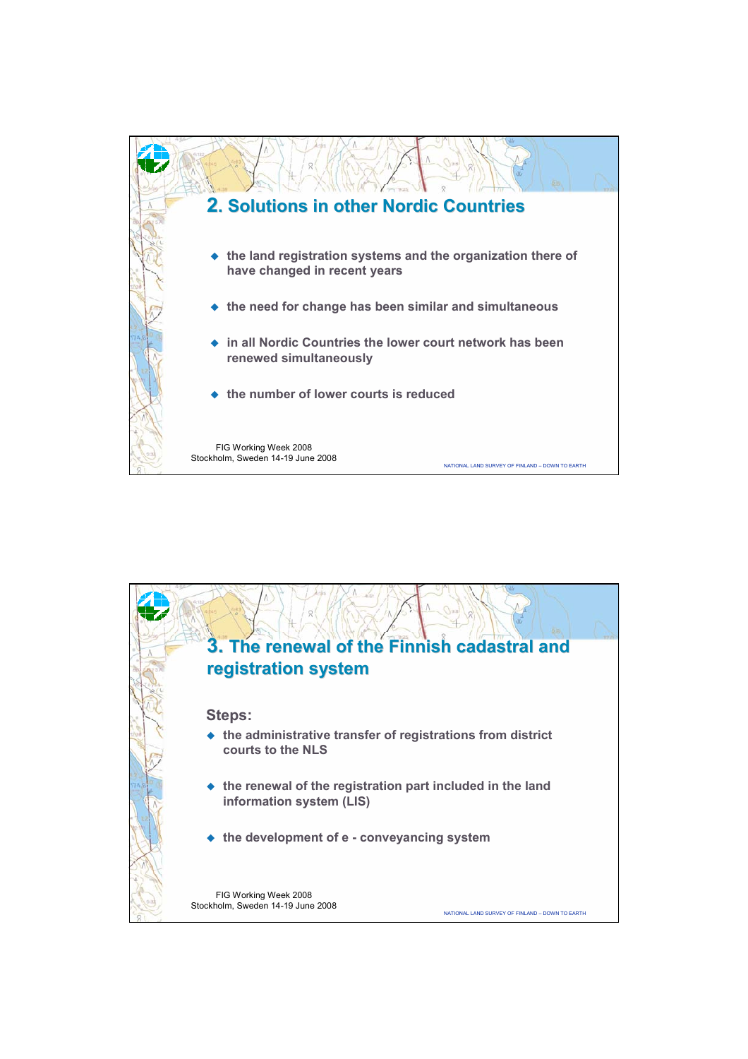## 2. Solutions in other Nordic Countries

- the land registration systems and the organization there of have changed in recent years
- the need for change has been similar and simultaneous
- in all Nordic Countries the lower court network has been renewed simultaneously
- the number of lower courts is reduced

## 3. The renewal of the Finnish cadastral and registration system

**Steps:**

- the administrative transfer of registrations from district courts to the NLS
- the renewal of the registration part included in the land information system (LIS)
- the development of e - conveyancing system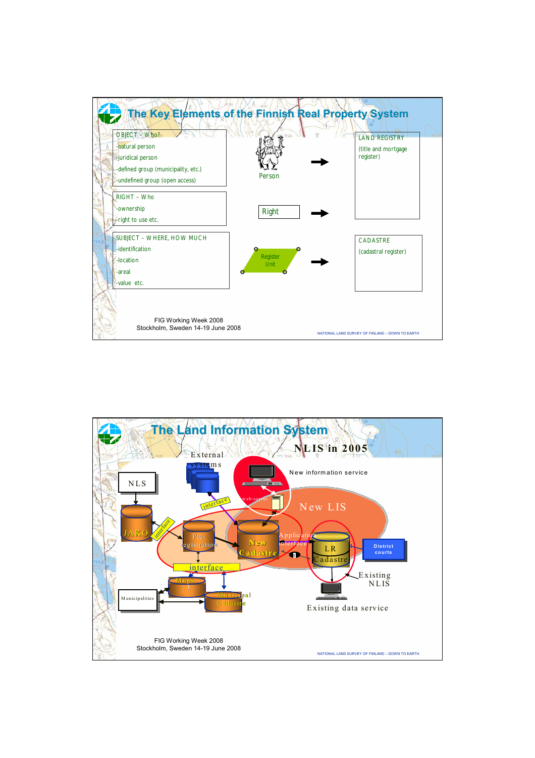## The Key Elements of the Finnish Real Property System

OBJECT – Who?
- natural person
- juridical person
- defined group (municipality, etc.)
- undefined group (open access)

RIGHT – Who
- ownership
- right to use etc.

SUBJECT – WHERE, HOW MUCH
- identification
- location
- areal
- value etc.

Person

Right

Register Unit

LAND REGISTRY
(title and mortgage register)

CADASTRE
(cadastral register)

FIG Working Week 2008
Stockholm, Sweden 14-19 June 2008

NATIONAL LAND SURVEY OF FINLAND – DOWN TO EARTH

## The Land Information System

NLIS in 2005

External systems

New information service

NLS

interface

web-server

New LIS

JAKO

interface

Pre-registration

New Cadastre

Application interface

LR Cadastre

District courts

interface

Existing NLIS

Maps

Municipalities

Municipal Cadastre

Existing data service

FIG Working Week 2008
Stockholm, Sweden 14-19 June 2008

NATIONAL LAND SURVEY OF FINLAND – DOWN TO EARTH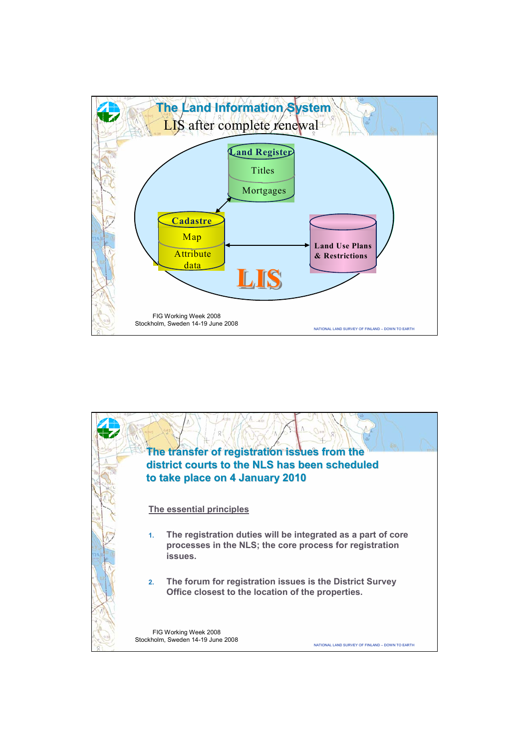# The Land Information System

LIS after complete renewal

Land Register
Titles
Mortgages

Cadastre
Map
Attribute data

Land Use Plans & Restrictions

LIS

# The transfer of registration issues from the district courts to the NLS has been scheduled to take place on 4 January 2010

The essential principles

1. The registration duties will be integrated as a part of core processes in the NLS; the core process for registration issues.

2. The forum for registration issues is the District Survey Office closest to the location of the properties.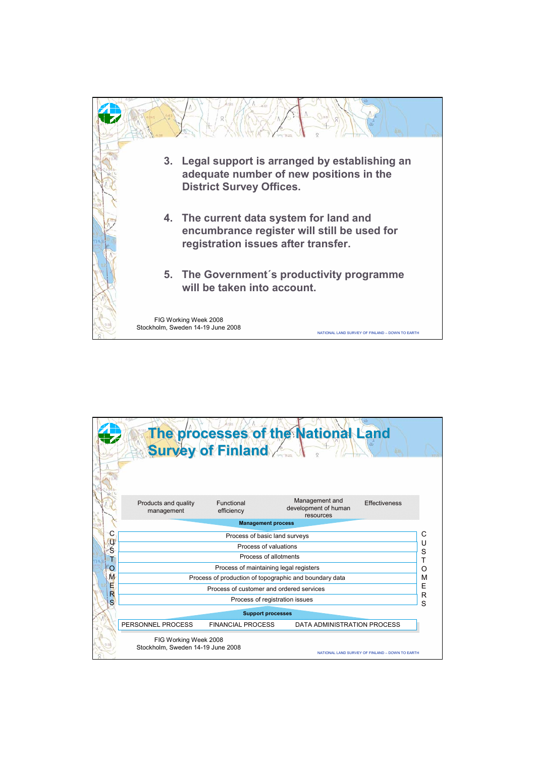3. **Legal support is arranged by establishing an adequate number of new positions in the District Survey Offices.**

4. **The current data system for land and encumbrance register will still be used for registration issues after transfer.**

5. **The Government´s productivity programme will be taken into account.**

FIG Working Week 2008
Stockholm, Sweden 14-19 June 2008

NATIONAL LAND SURVEY OF FINLAND – DOWN TO EARTH

# The processes of the National Land Survey of Finland

Products and quality management | Functional efficiency | Management and development of human resources | Effectiveness

**Management process**

CUSTOMERS

- Process of basic land surveys
- Process of valuations
- Process of allotments
- Process of maintaining legal registers
- Process of production of topographic and boundary data
- Process of customer and ordered services
- Process of registration issues

CUSTOMERS

**Support processes**

PERSONNEL PROCESS | FINANCIAL PROCESS | DATA ADMINISTRATION PROCESS

FIG Working Week 2008
Stockholm, Sweden 14-19 June 2008

NATIONAL LAND SURVEY OF FINLAND – DOWN TO EARTH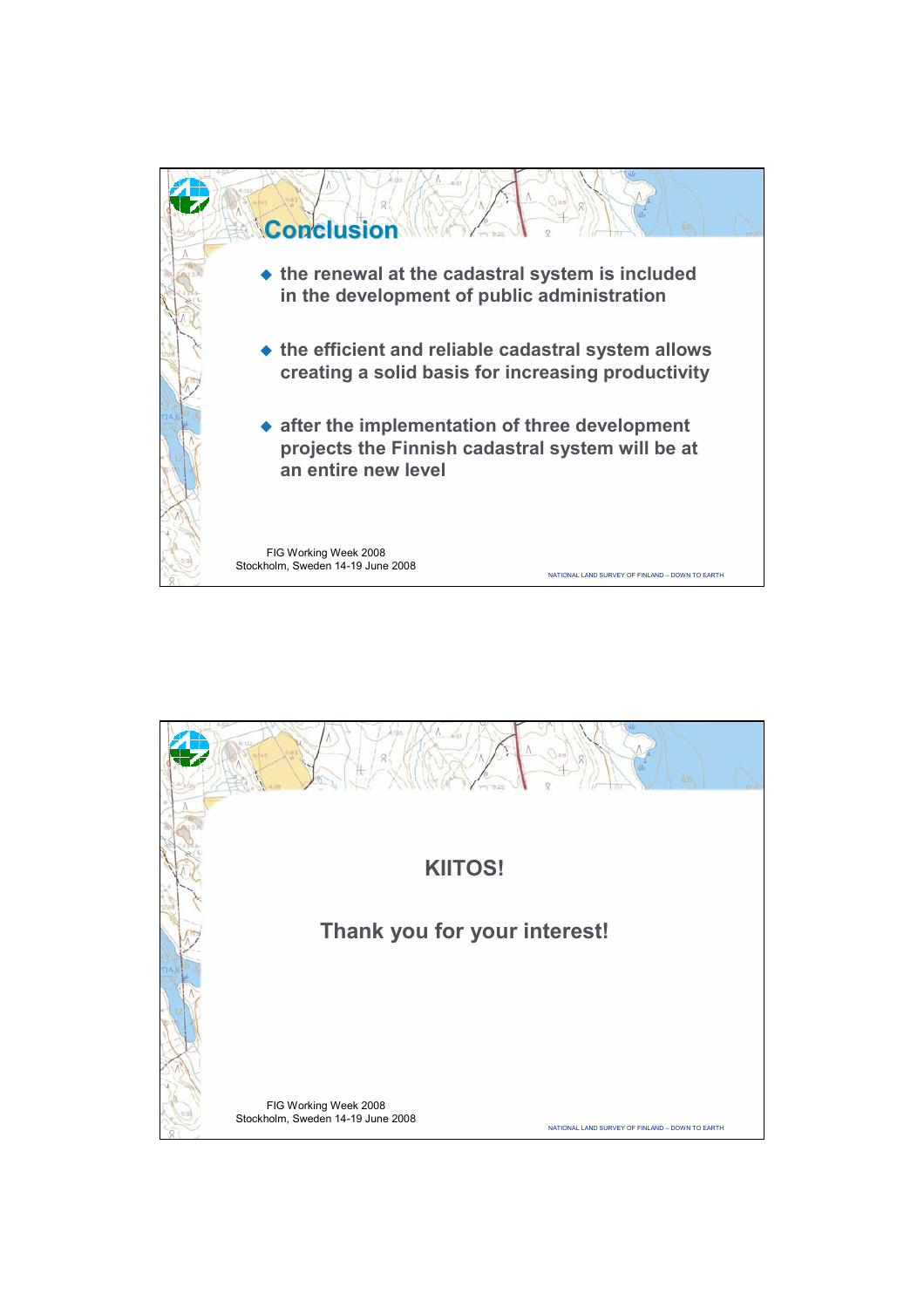## Conclusion

- the renewal at the cadastral system is included in the development of public administration
- the efficient and reliable cadastral system allows creating a solid basis for increasing productivity
- after the implementation of three development projects the Finnish cadastral system will be at an entire new level

FIG Working Week 2008
Stockholm, Sweden 14-19 June 2008

NATIONAL LAND SURVEY OF FINLAND – DOWN TO EARTH

**KIITOS!**

**Thank you for your interest!**

FIG Working Week 2008
Stockholm, Sweden 14-19 June 2008

NATIONAL LAND SURVEY OF FINLAND – DOWN TO EARTH